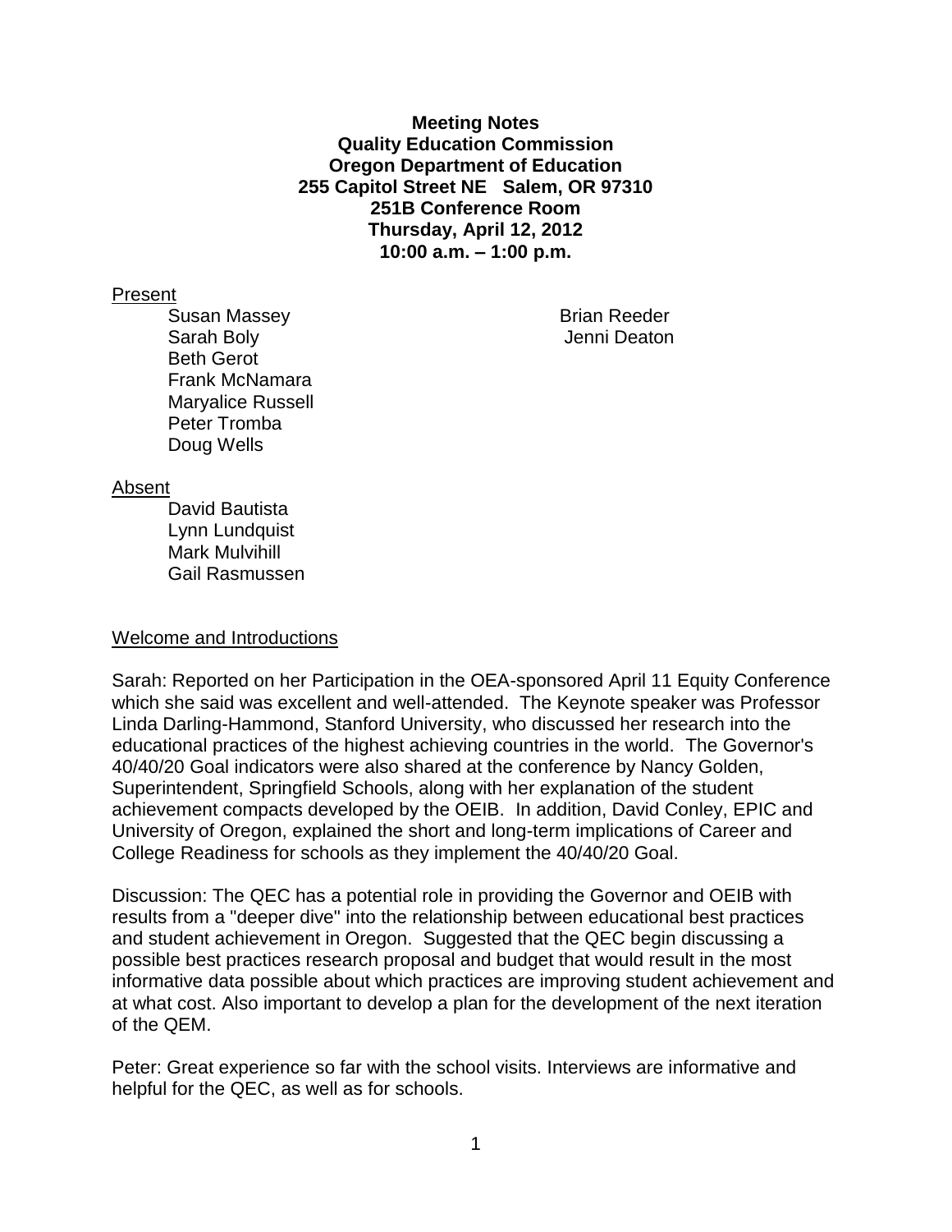**Meeting Notes**
**Quality Education Commission**
**Oregon Department of Education**
**255 Capitol Street NE Salem, OR 97310**
**251B Conference Room**
**Thursday, April 12, 2012**
**10:00 a.m. – 1:00 p.m.**

Present

- Susan Massey
- Sarah Boly
- Beth Gerot
- Frank McNamara
- Maryalice Russell
- Peter Tromba
- Doug Wells
- Brian Reeder
- Jenni Deaton

Absent

- David Bautista
- Lynn Lundquist
- Mark Mulvihill
- Gail Rasmussen

Welcome and Introductions

Sarah: Reported on her Participation in the OEA-sponsored April 11 Equity Conference which she said was excellent and well-attended. The Keynote speaker was Professor Linda Darling-Hammond, Stanford University, who discussed her research into the educational practices of the highest achieving countries in the world. The Governor's 40/40/20 Goal indicators were also shared at the conference by Nancy Golden, Superintendent, Springfield Schools, along with her explanation of the student achievement compacts developed by the OEIB. In addition, David Conley, EPIC and University of Oregon, explained the short and long-term implications of Career and College Readiness for schools as they implement the 40/40/20 Goal.

Discussion: The QEC has a potential role in providing the Governor and OEIB with results from a "deeper dive" into the relationship between educational best practices and student achievement in Oregon. Suggested that the QEC begin discussing a possible best practices research proposal and budget that would result in the most informative data possible about which practices are improving student achievement and at what cost. Also important to develop a plan for the development of the next iteration of the QEM.

Peter: Great experience so far with the school visits. Interviews are informative and helpful for the QEC, as well as for schools.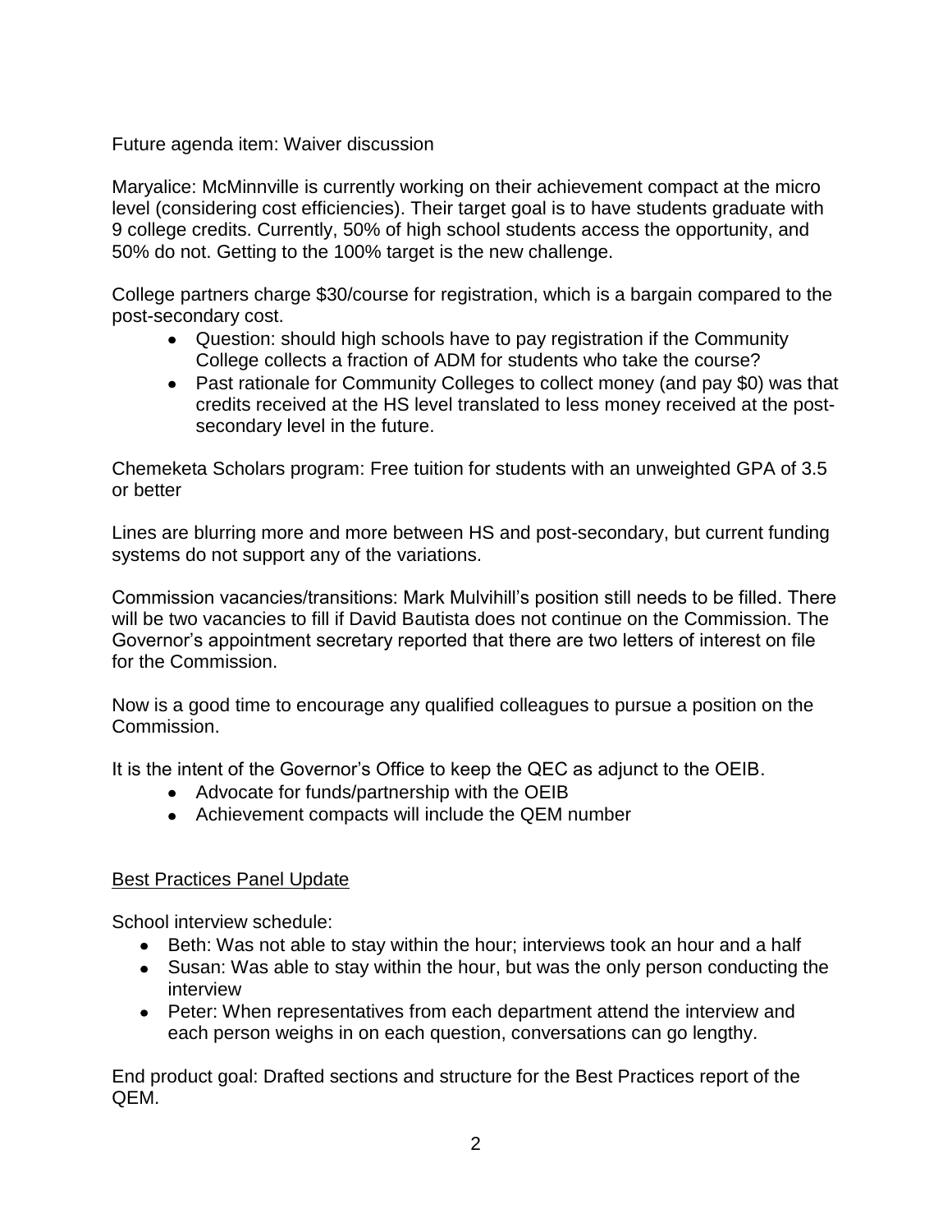Future agenda item: Waiver discussion

Maryalice: McMinnville is currently working on their achievement compact at the micro level (considering cost efficiencies). Their target goal is to have students graduate with 9 college credits. Currently, 50% of high school students access the opportunity, and 50% do not. Getting to the 100% target is the new challenge.

College partners charge $30/course for registration, which is a bargain compared to the post-secondary cost.

- Question: should high schools have to pay registration if the Community College collects a fraction of ADM for students who take the course?
- Past rationale for Community Colleges to collect money (and pay $0) was that credits received at the HS level translated to less money received at the post-secondary level in the future.

Chemeketa Scholars program: Free tuition for students with an unweighted GPA of 3.5 or better

Lines are blurring more and more between HS and post-secondary, but current funding systems do not support any of the variations.

Commission vacancies/transitions: Mark Mulvihill's position still needs to be filled. There will be two vacancies to fill if David Bautista does not continue on the Commission. The Governor's appointment secretary reported that there are two letters of interest on file for the Commission.

Now is a good time to encourage any qualified colleagues to pursue a position on the Commission.

It is the intent of the Governor's Office to keep the QEC as adjunct to the OEIB.

- Advocate for funds/partnership with the OEIB
- Achievement compacts will include the QEM number

<u>Best Practices Panel Update</u>

School interview schedule:

- Beth: Was not able to stay within the hour; interviews took an hour and a half
- Susan: Was able to stay within the hour, but was the only person conducting the interview
- Peter: When representatives from each department attend the interview and each person weighs in on each question, conversations can go lengthy.

End product goal: Drafted sections and structure for the Best Practices report of the QEM.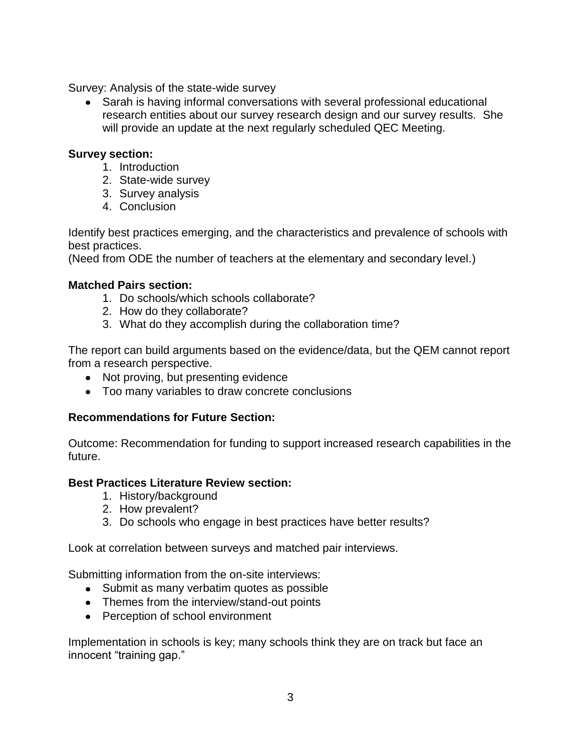Survey: Analysis of the state-wide survey

- Sarah is having informal conversations with several professional educational research entities about our survey research design and our survey results. She will provide an update at the next regularly scheduled QEC Meeting.

**Survey section:**

1. Introduction
2. State-wide survey
3. Survey analysis
4. Conclusion

Identify best practices emerging, and the characteristics and prevalence of schools with best practices.
(Need from ODE the number of teachers at the elementary and secondary level.)

**Matched Pairs section:**

1. Do schools/which schools collaborate?
2. How do they collaborate?
3. What do they accomplish during the collaboration time?

The report can build arguments based on the evidence/data, but the QEM cannot report from a research perspective.

- Not proving, but presenting evidence
- Too many variables to draw concrete conclusions

**Recommendations for Future Section:**

Outcome: Recommendation for funding to support increased research capabilities in the future.

**Best Practices Literature Review section:**

1. History/background
2. How prevalent?
3. Do schools who engage in best practices have better results?

Look at correlation between surveys and matched pair interviews.

Submitting information from the on-site interviews:

- Submit as many verbatim quotes as possible
- Themes from the interview/stand-out points
- Perception of school environment

Implementation in schools is key; many schools think they are on track but face an innocent "training gap."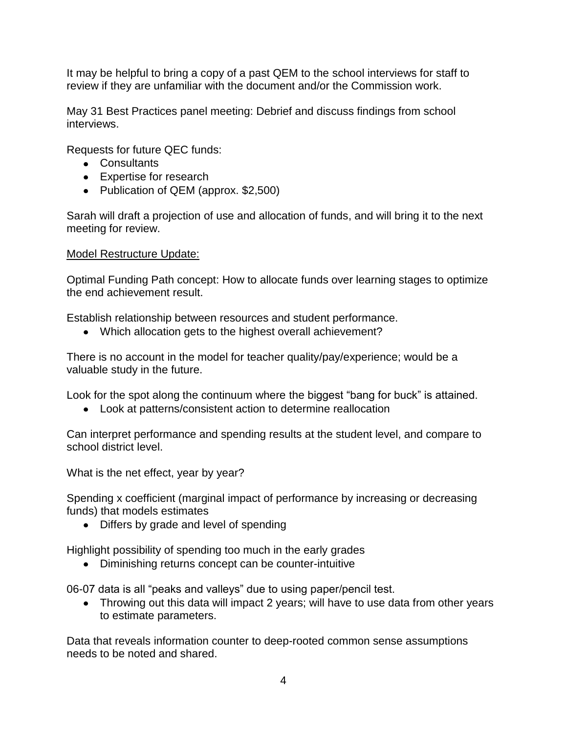It may be helpful to bring a copy of a past QEM to the school interviews for staff to review if they are unfamiliar with the document and/or the Commission work.

May 31 Best Practices panel meeting: Debrief and discuss findings from school interviews.

Requests for future QEC funds:

- Consultants
- Expertise for research
- Publication of QEM (approx. $2,500)

Sarah will draft a projection of use and allocation of funds, and will bring it to the next meeting for review.

<u>Model Restructure Update:</u>

Optimal Funding Path concept: How to allocate funds over learning stages to optimize the end achievement result.

Establish relationship between resources and student performance.

- Which allocation gets to the highest overall achievement?

There is no account in the model for teacher quality/pay/experience; would be a valuable study in the future.

Look for the spot along the continuum where the biggest "bang for buck" is attained.

- Look at patterns/consistent action to determine reallocation

Can interpret performance and spending results at the student level, and compare to school district level.

What is the net effect, year by year?

Spending x coefficient (marginal impact of performance by increasing or decreasing funds) that models estimates

- Differs by grade and level of spending

Highlight possibility of spending too much in the early grades

- Diminishing returns concept can be counter-intuitive

06-07 data is all "peaks and valleys" due to using paper/pencil test.

- Throwing out this data will impact 2 years; will have to use data from other years to estimate parameters.

Data that reveals information counter to deep-rooted common sense assumptions needs to be noted and shared.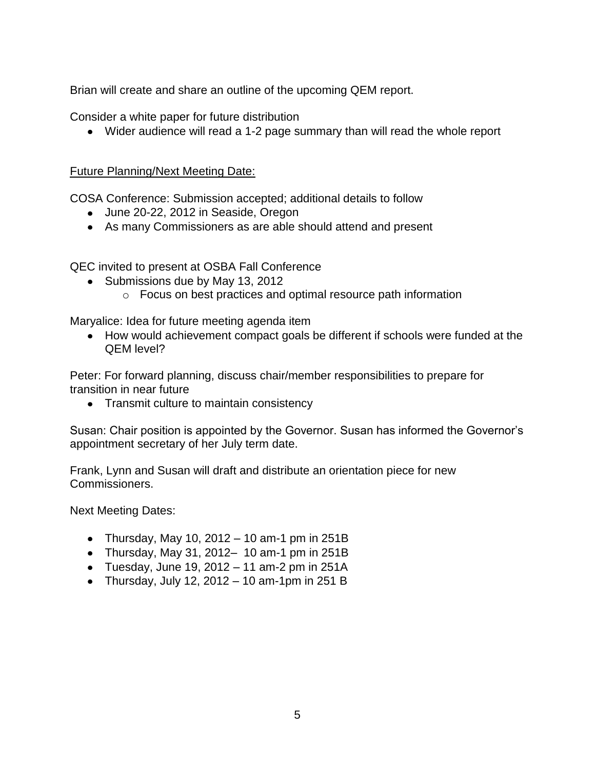Brian will create and share an outline of the upcoming QEM report.

Consider a white paper for future distribution

- Wider audience will read a 1-2 page summary than will read the whole report

<u>Future Planning/Next Meeting Date:</u>

COSA Conference: Submission accepted; additional details to follow

- June 20-22, 2012 in Seaside, Oregon
- As many Commissioners as are able should attend and present

QEC invited to present at OSBA Fall Conference

- Submissions due by May 13, 2012
  - Focus on best practices and optimal resource path information

Maryalice: Idea for future meeting agenda item

- How would achievement compact goals be different if schools were funded at the QEM level?

Peter: For forward planning, discuss chair/member responsibilities to prepare for transition in near future

- Transmit culture to maintain consistency

Susan: Chair position is appointed by the Governor. Susan has informed the Governor's appointment secretary of her July term date.

Frank, Lynn and Susan will draft and distribute an orientation piece for new Commissioners.

Next Meeting Dates:

- Thursday, May 10, 2012 – 10 am-1 pm in 251B
- Thursday, May 31, 2012– 10 am-1 pm in 251B
- Tuesday, June 19, 2012 – 11 am-2 pm in 251A
- Thursday, July 12, 2012 – 10 am-1pm in 251 B